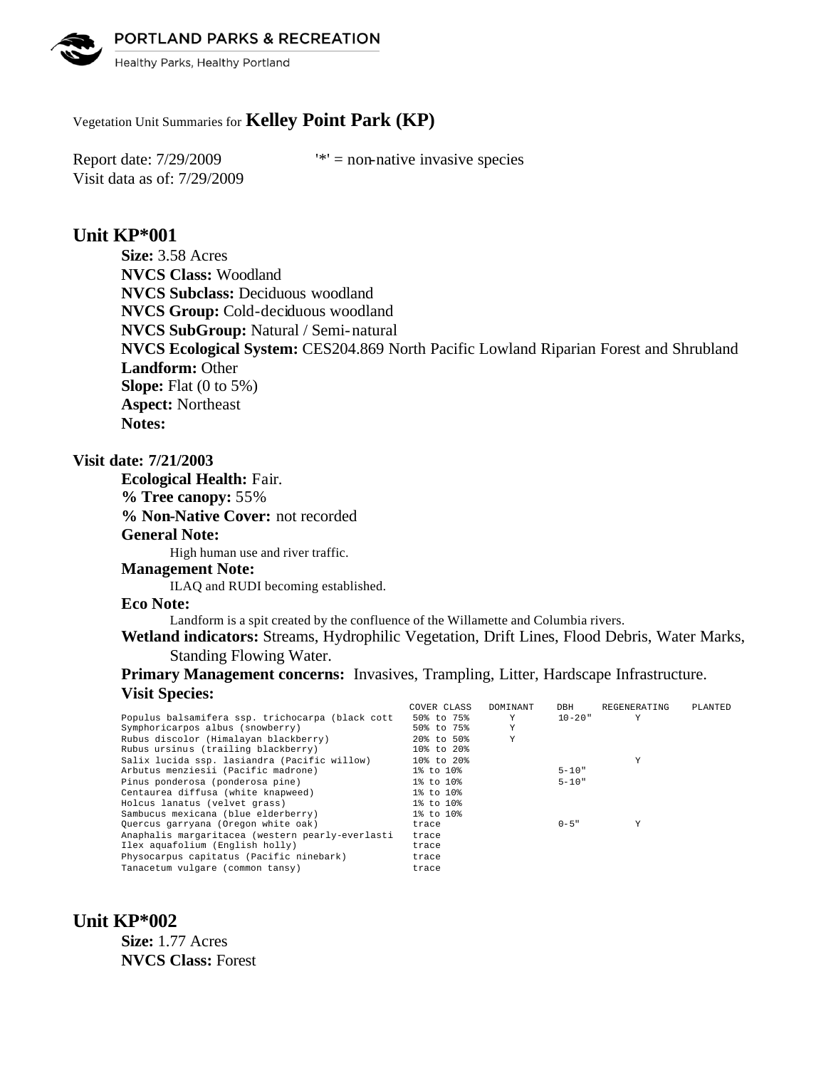Vegetation Unit Summaries for **Kelley Point Park (KP)**

Report date: 7/29/2009 '*' = non-native invasive species
Visit data as of: 7/29/2009

## Unit KP*001

**Size:** 3.58 Acres
**NVCS Class:** Woodland
**NVCS Subclass:** Deciduous woodland
**NVCS Group:** Cold-deciduous woodland
**NVCS SubGroup:** Natural / Semi-natural
**NVCS Ecological System:** CES204.869 North Pacific Lowland Riparian Forest and Shrubland
**Landform:** Other
**Slope:** Flat (0 to 5%)
**Aspect:** Northeast
**Notes:**

### Visit date: 7/21/2003

**Ecological Health:** Fair.
**% Tree canopy:** 55%
**% Non-Native Cover:** not recorded
**General Note:**
High human use and river traffic.
**Management Note:**
ILAQ and RUDI becoming established.
**Eco Note:**
Landform is a spit created by the confluence of the Willamette and Columbia rivers.
**Wetland indicators:** Streams, Hydrophilic Vegetation, Drift Lines, Flood Debris, Water Marks, Standing Flowing Water.
**Primary Management concerns:** Invasives, Trampling, Litter, Hardscape Infrastructure.
**Visit Species:**

| | COVER CLASS | DOMINANT | DBH | REGENERATING | PLANTED |
|---|---|---|---|---|---|
| Populus balsamifera ssp. trichocarpa (black cott | 50% to 75% | Y | 10-20" | Y | |
| Symphoricarpos albus (snowberry) | 50% to 75% | Y | | | |
| Rubus discolor (Himalayan blackberry) | 20% to 50% | Y | | | |
| Rubus ursinus (trailing blackberry) | 10% to 20% | | | | |
| Salix lucida ssp. lasiandra (Pacific willow) | 10% to 20% | | | Y | |
| Arbutus menziesii (Pacific madrone) | 1% to 10% | | 5-10" | | |
| Pinus ponderosa (ponderosa pine) | 1% to 10% | | 5-10" | | |
| Centaurea diffusa (white knapweed) | 1% to 10% | | | | |
| Holcus lanatus (velvet grass) | 1% to 10% | | | | |
| Sambucus mexicana (blue elderberry) | 1% to 10% | | | | |
| Quercus garryana (Oregon white oak) | trace | | 0-5" | Y | |
| Anaphalis margaritacea (western pearly-everlasti | trace | | | | |
| Ilex aquafolium (English holly) | trace | | | | |
| Physocarpus capitatus (Pacific ninebark) | trace | | | | |
| Tanacetum vulgare (common tansy) | trace | | | | |

## Unit KP*002

**Size:** 1.77 Acres
**NVCS Class:** Forest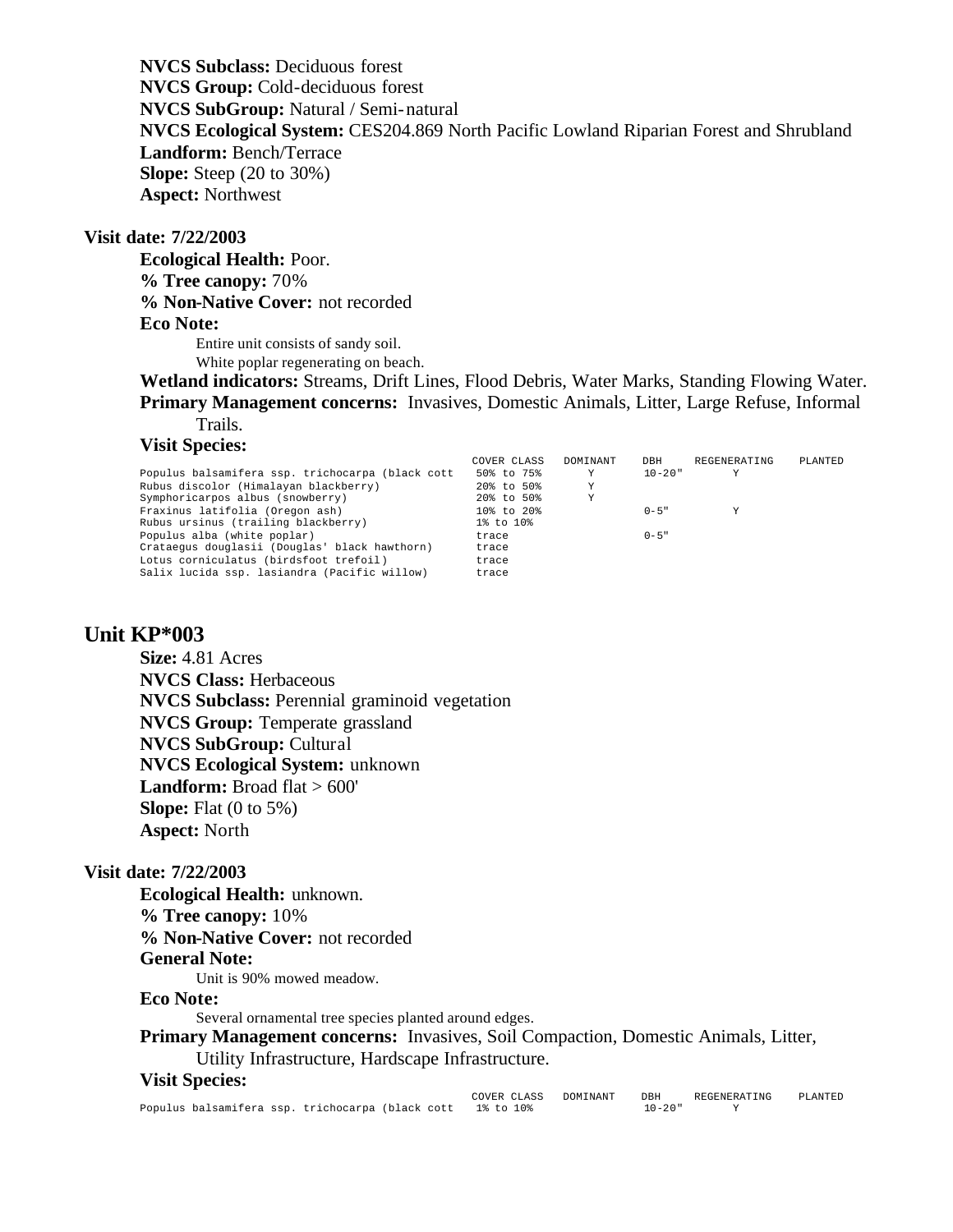**NVCS Subclass:** Deciduous forest
**NVCS Group:** Cold-deciduous forest
**NVCS SubGroup:** Natural / Semi-natural
**NVCS Ecological System:** CES204.869 North Pacific Lowland Riparian Forest and Shrubland
**Landform:** Bench/Terrace
**Slope:** Steep (20 to 30%)
**Aspect:** Northwest

**Visit date: 7/22/2003**

**Ecological Health:** Poor.
**% Tree canopy:** 70%
**% Non-Native Cover:** not recorded
**Eco Note:**

Entire unit consists of sandy soil.
White poplar regenerating on beach.

**Wetland indicators:** Streams, Drift Lines, Flood Debris, Water Marks, Standing Flowing Water.
**Primary Management concerns:** Invasives, Domestic Animals, Litter, Large Refuse, Informal Trails.

**Visit Species:**

| | COVER CLASS | DOMINANT | DBH | REGENERATING | PLANTED |
|---|---|---|---|---|---|
| Populus balsamifera ssp. trichocarpa (black cott | 50% to 75% | Y | 10-20" | Y | |
| Rubus discolor (Himalayan blackberry) | 20% to 50% | Y | | | |
| Symphoricarpos albus (snowberry) | 20% to 50% | Y | | | |
| Fraxinus latifolia (Oregon ash) | 10% to 20% | | 0-5" | Y | |
| Rubus ursinus (trailing blackberry) | 1% to 10% | | | | |
| Populus alba (white poplar) | trace | | 0-5" | | |
| Crataegus douglasii (Douglas' black hawthorn) | trace | | | | |
| Lotus corniculatus (birdsfoot trefoil) | trace | | | | |
| Salix lucida ssp. lasiandra (Pacific willow) | trace | | | | |

## Unit KP*003

**Size:** 4.81 Acres
**NVCS Class:** Herbaceous
**NVCS Subclass:** Perennial graminoid vegetation
**NVCS Group:** Temperate grassland
**NVCS SubGroup:** Cultural
**NVCS Ecological System:** unknown
**Landform:** Broad flat > 600'
**Slope:** Flat (0 to 5%)
**Aspect:** North

**Visit date: 7/22/2003**

**Ecological Health:** unknown.
**% Tree canopy:** 10%
**% Non-Native Cover:** not recorded
**General Note:**

Unit is 90% mowed meadow.

**Eco Note:**

Several ornamental tree species planted around edges.

**Primary Management concerns:** Invasives, Soil Compaction, Domestic Animals, Litter, Utility Infrastructure, Hardscape Infrastructure.

**Visit Species:**

| | COVER CLASS | DOMINANT | DBH | REGENERATING | PLANTED |
|---|---|---|---|---|---|
| Populus balsamifera ssp. trichocarpa (black cott | 1% to 10% | | 10-20" | Y | |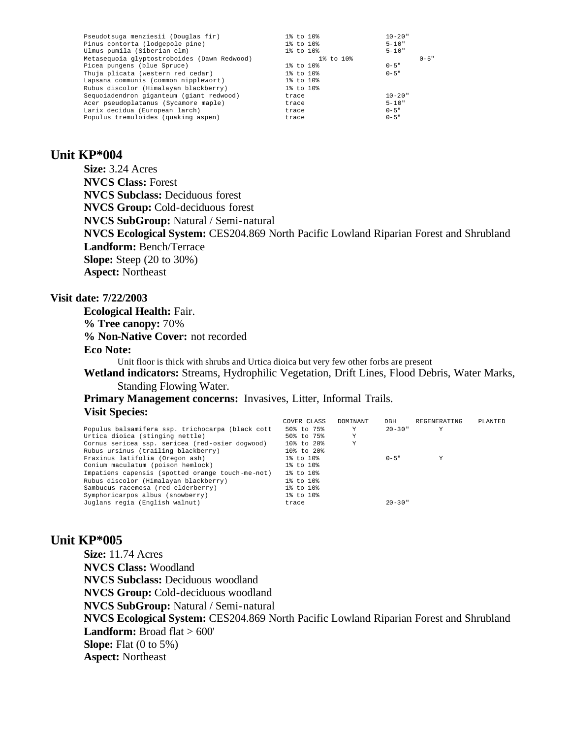| | | | | | |
|---|---|---|---|---|---|
| Pseudotsuga menziesii (Douglas fir) | 1% to 10% | | 10-20" | | |
| Pinus contorta (lodgepole pine) | 1% to 10% | | 5-10" | | |
| Ulmus pumila (Siberian elm) | 1% to 10% | | 5-10" | | |
| Metasequoia glyptostroboides (Dawn Redwood) | 1% to 10% | | 0-5" | | |
| Picea pungens (blue Spruce) | 1% to 10% | | 0-5" | | |
| Thuja plicata (western red cedar) | 1% to 10% | | 0-5" | | |
| Lapsana communis (common nipplewort) | 1% to 10% | | | | |
| Rubus discolor (Himalayan blackberry) | 1% to 10% | | | | |
| Sequoiadendron giganteum (giant redwood) | trace | | 10-20" | | |
| Acer pseudoplatanus (Sycamore maple) | trace | | 5-10" | | |
| Larix decidua (European larch) | trace | | 0-5" | | |
| Populus tremuloides (quaking aspen) | trace | | 0-5" | | |

## Unit KP*004

**Size:** 3.24 Acres
**NVCS Class:** Forest
**NVCS Subclass:** Deciduous forest
**NVCS Group:** Cold-deciduous forest
**NVCS SubGroup:** Natural / Semi-natural
**NVCS Ecological System:** CES204.869 North Pacific Lowland Riparian Forest and Shrubland
**Landform:** Bench/Terrace
**Slope:** Steep (20 to 30%)
**Aspect:** Northeast

### Visit date: 7/22/2003

**Ecological Health:** Fair.
**% Tree canopy:** 70%
**% Non-Native Cover:** not recorded
**Eco Note:**

Unit floor is thick with shrubs and Urtica dioica but very few other forbs are present

**Wetland indicators:** Streams, Hydrophilic Vegetation, Drift Lines, Flood Debris, Water Marks, Standing Flowing Water.
**Primary Management concerns:** Invasives, Litter, Informal Trails.
**Visit Species:**

| | COVER CLASS | DOMINANT | DBH | REGENERATING | PLANTED |
|---|---|---|---|---|---|
| Populus balsamifera ssp. trichocarpa (black cott | 50% to 75% | Y | 20-30" | Y | |
| Urtica dioica (stinging nettle) | 50% to 75% | Y | | | |
| Cornus sericea ssp. sericea (red-osier dogwood) | 10% to 20% | Y | | | |
| Rubus ursinus (trailing blackberry) | 10% to 20% | | | | |
| Fraxinus latifolia (Oregon ash) | 1% to 10% | | 0-5" | Y | |
| Conium maculatum (poison hemlock) | 1% to 10% | | | | |
| Impatiens capensis (spotted orange touch-me-not) | 1% to 10% | | | | |
| Rubus discolor (Himalayan blackberry) | 1% to 10% | | | | |
| Sambucus racemosa (red elderberry) | 1% to 10% | | | | |
| Symphoricarpos albus (snowberry) | 1% to 10% | | | | |
| Juglans regia (English walnut) | trace | | 20-30" | | |

## Unit KP*005

**Size:** 11.74 Acres
**NVCS Class:** Woodland
**NVCS Subclass:** Deciduous woodland
**NVCS Group:** Cold-deciduous woodland
**NVCS SubGroup:** Natural / Semi-natural
**NVCS Ecological System:** CES204.869 North Pacific Lowland Riparian Forest and Shrubland
**Landform:** Broad flat > 600'
**Slope:** Flat (0 to 5%)
**Aspect:** Northeast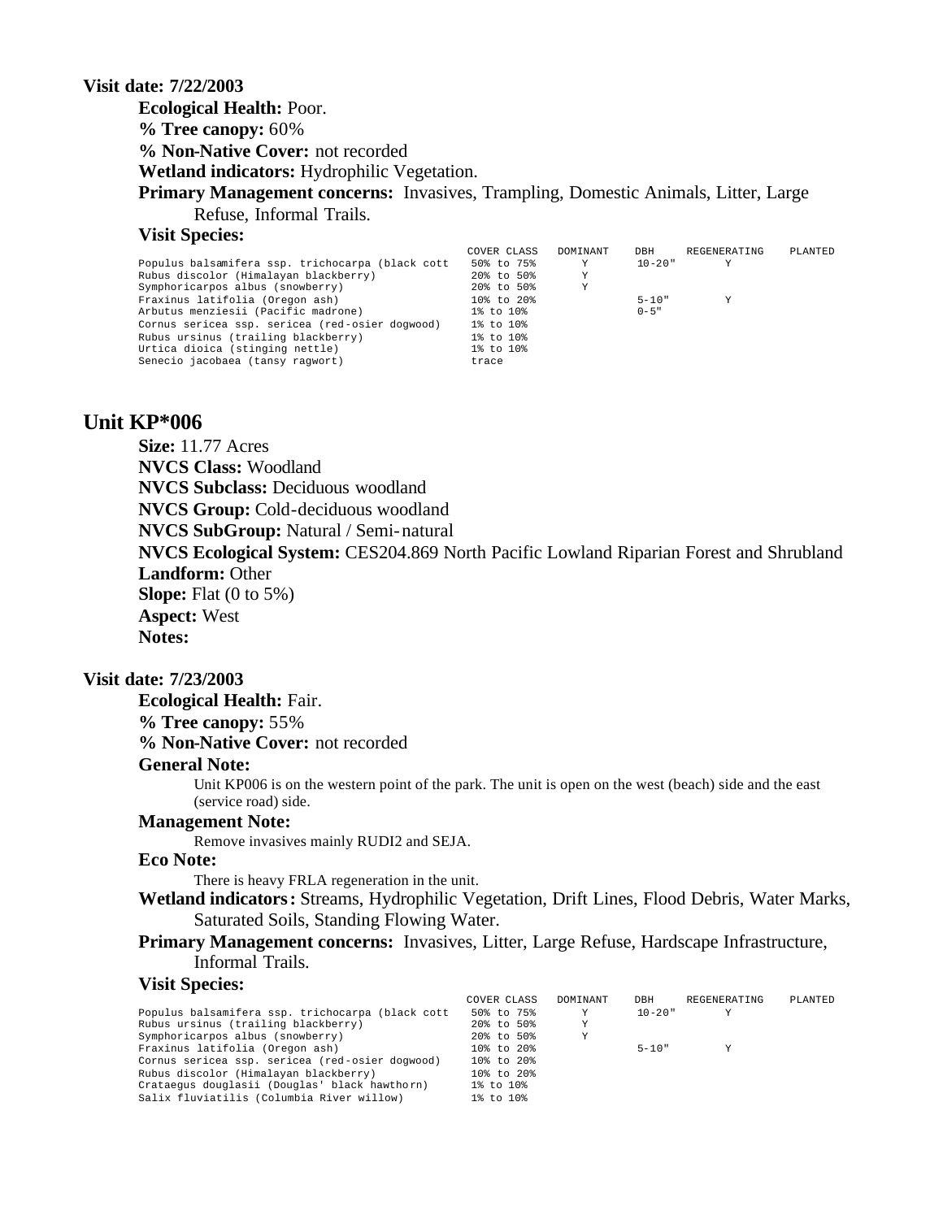**Visit date: 7/22/2003**

**Ecological Health:** Poor.

**% Tree canopy:** 60%

**% Non-Native Cover:** not recorded

**Wetland indicators:** Hydrophilic Vegetation.

**Primary Management concerns:** Invasives, Trampling, Domestic Animals, Litter, Large Refuse, Informal Trails.

**Visit Species:**

| | COVER CLASS | DOMINANT | DBH | REGENERATING | PLANTED |
|---|---|---|---|---|---|
| Populus balsamifera ssp. trichocarpa (black cott | 50% to 75% | Y | 10-20" | Y | |
| Rubus discolor (Himalayan blackberry) | 20% to 50% | Y | | | |
| Symphoricarpos albus (snowberry) | 20% to 50% | Y | | | |
| Fraxinus latifolia (Oregon ash) | 10% to 20% | | 5-10" | Y | |
| Arbutus menziesii (Pacific madrone) | 1% to 10% | | 0-5" | | |
| Cornus sericea ssp. sericea (red-osier dogwood) | 1% to 10% | | | | |
| Rubus ursinus (trailing blackberry) | 1% to 10% | | | | |
| Urtica dioica (stinging nettle) | 1% to 10% | | | | |
| Senecio jacobaea (tansy ragwort) | trace | | | | |

## Unit KP*006

**Size:** 11.77 Acres

**NVCS Class:** Woodland

**NVCS Subclass:** Deciduous woodland

**NVCS Group:** Cold-deciduous woodland

**NVCS SubGroup:** Natural / Semi-natural

**NVCS Ecological System:** CES204.869 North Pacific Lowland Riparian Forest and Shrubland

**Landform:** Other

**Slope:** Flat (0 to 5%)

**Aspect:** West

**Notes:**

**Visit date: 7/23/2003**

**Ecological Health:** Fair.

**% Tree canopy:** 55%

**% Non-Native Cover:** not recorded

**General Note:**

Unit KP006 is on the western point of the park. The unit is open on the west (beach) side and the east (service road) side.

**Management Note:**

Remove invasives mainly RUDI2 and SEJA.

**Eco Note:**

There is heavy FRLA regeneration in the unit.

**Wetland indicators:** Streams, Hydrophilic Vegetation, Drift Lines, Flood Debris, Water Marks, Saturated Soils, Standing Flowing Water.

**Primary Management concerns:** Invasives, Litter, Large Refuse, Hardscape Infrastructure, Informal Trails.

**Visit Species:**

| | COVER CLASS | DOMINANT | DBH | REGENERATING | PLANTED |
|---|---|---|---|---|---|
| Populus balsamifera ssp. trichocarpa (black cott | 50% to 75% | Y | 10-20" | Y | |
| Rubus ursinus (trailing blackberry) | 20% to 50% | Y | | | |
| Symphoricarpos albus (snowberry) | 20% to 50% | Y | | | |
| Fraxinus latifolia (Oregon ash) | 10% to 20% | | 5-10" | Y | |
| Cornus sericea ssp. sericea (red-osier dogwood) | 10% to 20% | | | | |
| Rubus discolor (Himalayan blackberry) | 10% to 20% | | | | |
| Crataegus douglasii (Douglas' black hawthorn) | 1% to 10% | | | | |
| Salix fluviatilis (Columbia River willow) | 1% to 10% | | | | |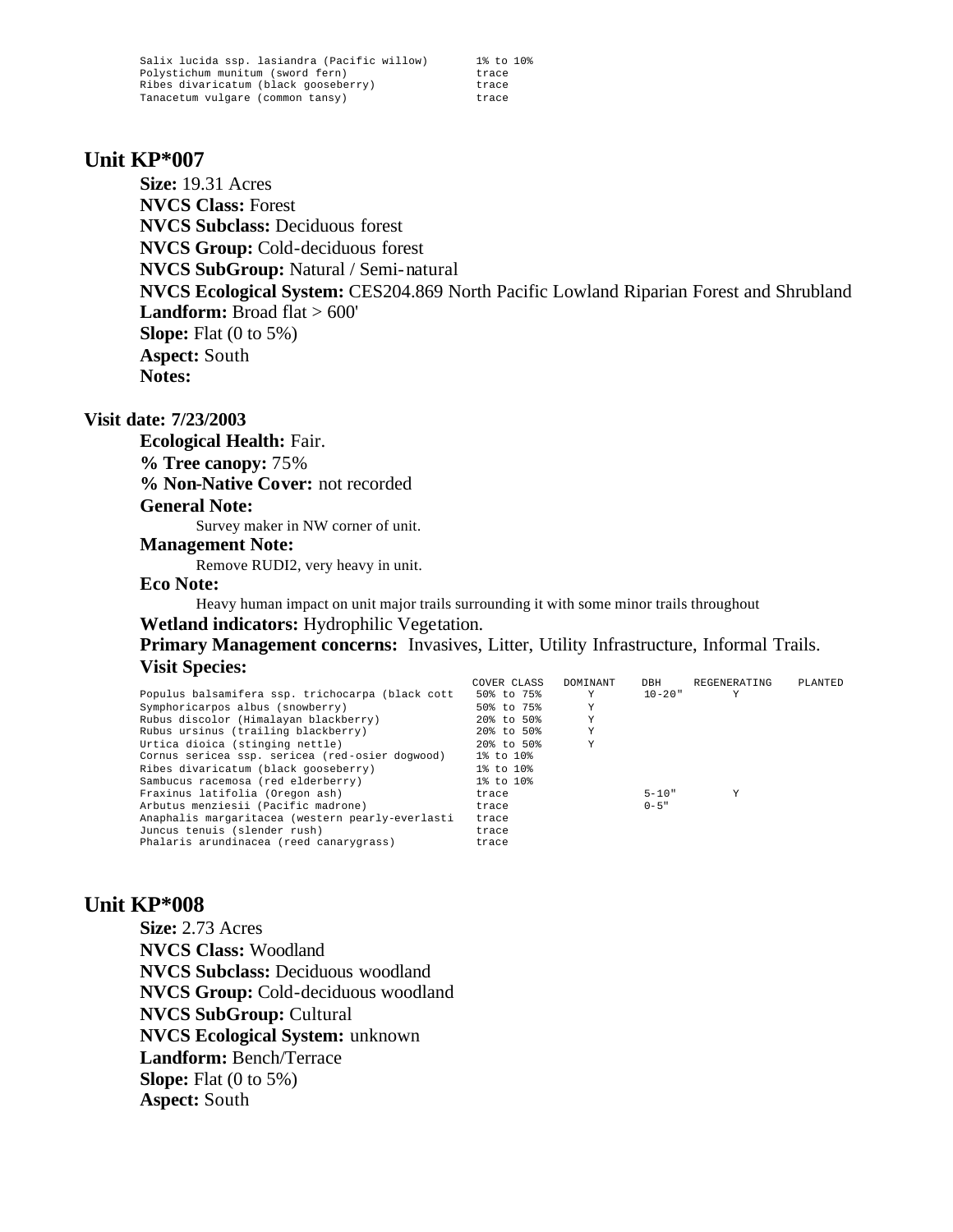| | | | | | |
|---|---|---|---|---|---|
| Salix lucida ssp. lasiandra (Pacific willow) | 1% to 10% | | | | |
| Polystichum munitum (sword fern) | trace | | | | |
| Ribes divaricatum (black gooseberry) | trace | | | | |
| Tanacetum vulgare (common tansy) | trace | | | | |

## Unit KP*007

**Size:** 19.31 Acres
**NVCS Class:** Forest
**NVCS Subclass:** Deciduous forest
**NVCS Group:** Cold-deciduous forest
**NVCS SubGroup:** Natural / Semi-natural
**NVCS Ecological System:** CES204.869 North Pacific Lowland Riparian Forest and Shrubland
**Landform:** Broad flat > 600'
**Slope:** Flat (0 to 5%)
**Aspect:** South
**Notes:**

### Visit date: 7/23/2003

**Ecological Health:** Fair.
**% Tree canopy:** 75%
**% Non-Native Cover:** not recorded
**General Note:**

Survey maker in NW corner of unit.

**Management Note:**

Remove RUDI2, very heavy in unit.

**Eco Note:**

Heavy human impact on unit major trails surrounding it with some minor trails throughout

**Wetland indicators:** Hydrophilic Vegetation.
**Primary Management concerns:** Invasives, Litter, Utility Infrastructure, Informal Trails.
**Visit Species:**

| | COVER CLASS | DOMINANT | DBH | REGENERATING | PLANTED |
|---|---|---|---|---|---|
| Populus balsamifera ssp. trichocarpa (black cott | 50% to 75% | Y | 10-20" | Y | |
| Symphoricarpos albus (snowberry) | 50% to 75% | Y | | | |
| Rubus discolor (Himalayan blackberry) | 20% to 50% | Y | | | |
| Rubus ursinus (trailing blackberry) | 20% to 50% | Y | | | |
| Urtica dioica (stinging nettle) | 20% to 50% | Y | | | |
| Cornus sericea ssp. sericea (red-osier dogwood) | 1% to 10% | | | | |
| Ribes divaricatum (black gooseberry) | 1% to 10% | | | | |
| Sambucus racemosa (red elderberry) | 1% to 10% | | | | |
| Fraxinus latifolia (Oregon ash) | trace | | 5-10" | Y | |
| Arbutus menziesii (Pacific madrone) | trace | | 0-5" | | |
| Anaphalis margaritacea (western pearly-everlasti | trace | | | | |
| Juncus tenuis (slender rush) | trace | | | | |
| Phalaris arundinacea (reed canarygrass) | trace | | | | |

## Unit KP*008

**Size:** 2.73 Acres
**NVCS Class:** Woodland
**NVCS Subclass:** Deciduous woodland
**NVCS Group:** Cold-deciduous woodland
**NVCS SubGroup:** Cultural
**NVCS Ecological System:** unknown
**Landform:** Bench/Terrace
**Slope:** Flat (0 to 5%)
**Aspect:** South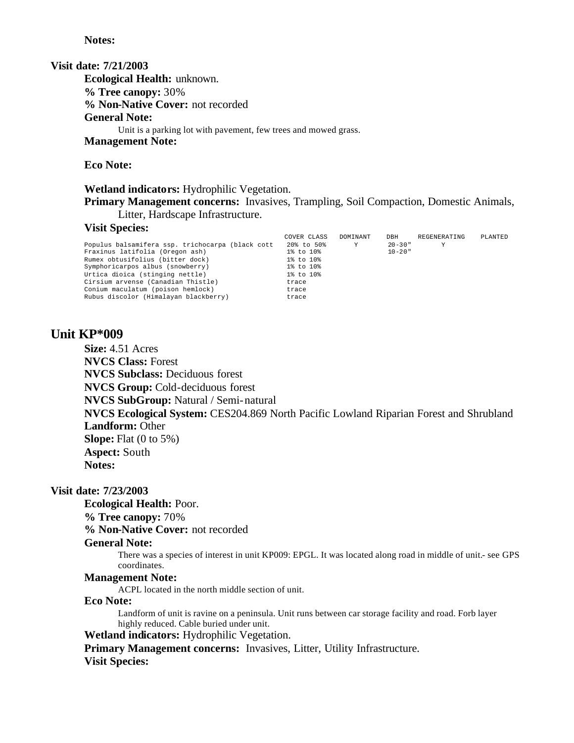**Notes:**

**Visit date: 7/21/2003**

**Ecological Health:** unknown.

**% Tree canopy:** 30%

**% Non-Native Cover:** not recorded

**General Note:**

Unit is a parking lot with pavement, few trees and mowed grass.

**Management Note:**

**Eco Note:**

**Wetland indicators:** Hydrophilic Vegetation.

**Primary Management concerns:** Invasives, Trampling, Soil Compaction, Domestic Animals, Litter, Hardscape Infrastructure.

**Visit Species:**

| | COVER CLASS | DOMINANT | DBH | REGENERATING | PLANTED |
|---|---|---|---|---|---|
| Populus balsamifera ssp. trichocarpa (black cott | 20% to 50% | Y | 20-30" | Y | |
| Fraxinus latifolia (Oregon ash) | 1% to 10% | | 10-20" | | |
| Rumex obtusifolius (bitter dock) | 1% to 10% | | | | |
| Symphoricarpos albus (snowberry) | 1% to 10% | | | | |
| Urtica dioica (stinging nettle) | 1% to 10% | | | | |
| Cirsium arvense (Canadian Thistle) | trace | | | | |
| Conium maculatum (poison hemlock) | trace | | | | |
| Rubus discolor (Himalayan blackberry) | trace | | | | |

## Unit KP*009

**Size:** 4.51 Acres

**NVCS Class:** Forest

**NVCS Subclass:** Deciduous forest

**NVCS Group:** Cold-deciduous forest

**NVCS SubGroup:** Natural / Semi-natural

**NVCS Ecological System:** CES204.869 North Pacific Lowland Riparian Forest and Shrubland

**Landform:** Other

**Slope:** Flat (0 to 5%)

**Aspect:** South

**Notes:**

**Visit date: 7/23/2003**

**Ecological Health:** Poor.

**% Tree canopy:** 70%

**% Non-Native Cover:** not recorded

**General Note:**

There was a species of interest in unit KP009: EPGL. It was located along road in middle of unit.- see GPS coordinates.

**Management Note:**

ACPL located in the north middle section of unit.

**Eco Note:**

Landform of unit is ravine on a peninsula. Unit runs between car storage facility and road. Forb layer highly reduced. Cable buried under unit.

**Wetland indicators:** Hydrophilic Vegetation.

**Primary Management concerns:** Invasives, Litter, Utility Infrastructure.

**Visit Species:**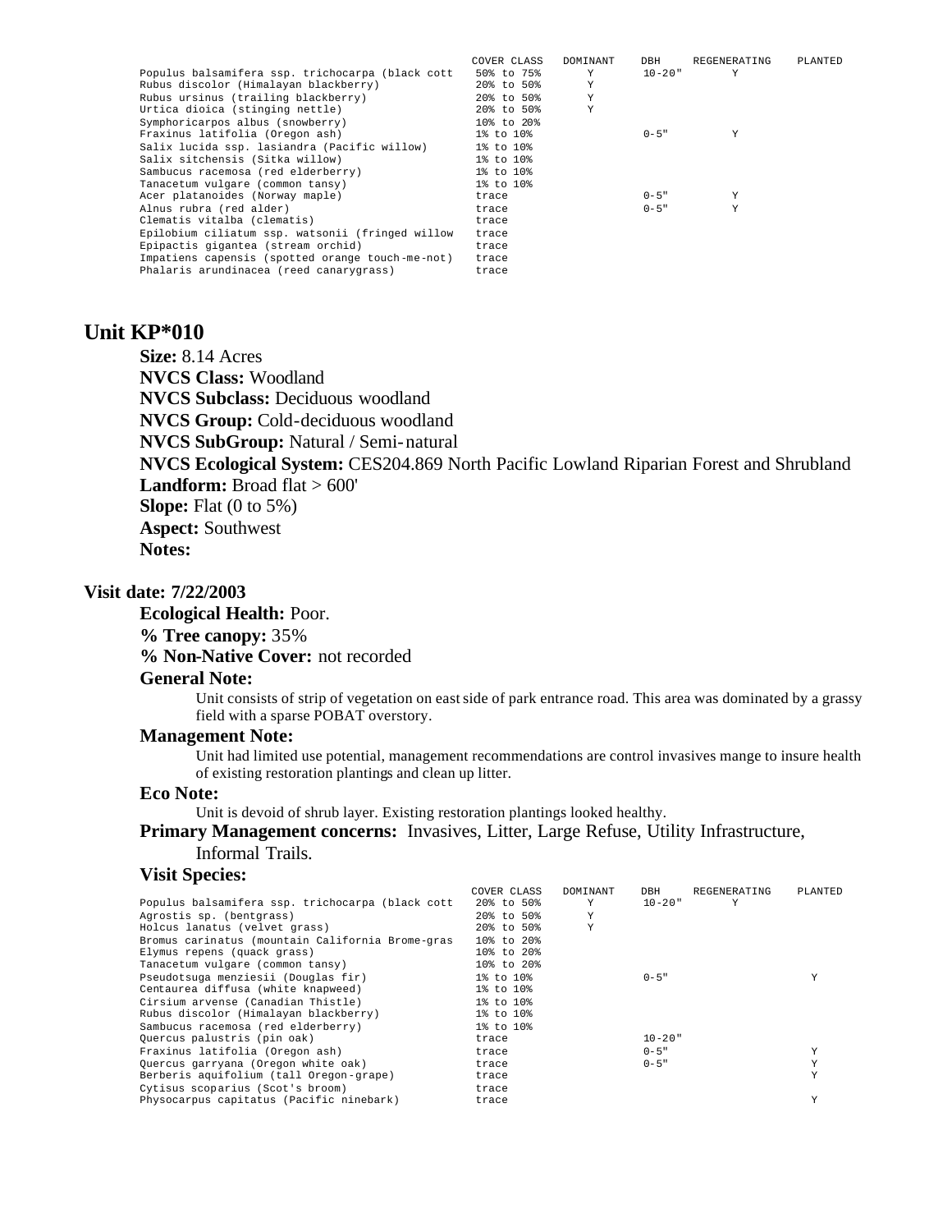| | COVER CLASS | DOMINANT | DBH | REGENERATING | PLANTED |
|---|---|---|---|---|---|
| Populus balsamifera ssp. trichocarpa (black cott | 50% to 75% | Y | 10-20" | Y | |
| Rubus discolor (Himalayan blackberry) | 20% to 50% | Y | | | |
| Rubus ursinus (trailing blackberry) | 20% to 50% | Y | | | |
| Urtica dioica (stinging nettle) | 20% to 50% | Y | | | |
| Symphoricarpos albus (snowberry) | 10% to 20% | | | | |
| Fraxinus latifolia (Oregon ash) | 1% to 10% | | 0-5" | Y | |
| Salix lucida ssp. lasiandra (Pacific willow) | 1% to 10% | | | | |
| Salix sitchensis (Sitka willow) | 1% to 10% | | | | |
| Sambucus racemosa (red elderberry) | 1% to 10% | | | | |
| Tanacetum vulgare (common tansy) | 1% to 10% | | | | |
| Acer platanoides (Norway maple) | trace | | 0-5" | Y | |
| Alnus rubra (red alder) | trace | | 0-5" | Y | |
| Clematis vitalba (clematis) | trace | | | | |
| Epilobium ciliatum ssp. watsonii (fringed willow | trace | | | | |
| Epipactis gigantea (stream orchid) | trace | | | | |
| Impatiens capensis (spotted orange touch-me-not) | trace | | | | |
| Phalaris arundinacea (reed canarygrass) | trace | | | | |

## Unit KP*010

**Size:** 8.14 Acres
**NVCS Class:** Woodland
**NVCS Subclass:** Deciduous woodland
**NVCS Group:** Cold-deciduous woodland
**NVCS SubGroup:** Natural / Semi-natural
**NVCS Ecological System:** CES204.869 North Pacific Lowland Riparian Forest and Shrubland
**Landform:** Broad flat > 600'
**Slope:** Flat (0 to 5%)
**Aspect:** Southwest
**Notes:**

### Visit date: 7/22/2003

**Ecological Health:** Poor.

**% Tree canopy:** 35%

**% Non-Native Cover:** not recorded

**General Note:**

Unit consists of strip of vegetation on east side of park entrance road. This area was dominated by a grassy field with a sparse POBAT overstory.

**Management Note:**

Unit had limited use potential, management recommendations are control invasives mange to insure health of existing restoration plantings and clean up litter.

**Eco Note:**

Unit is devoid of shrub layer. Existing restoration plantings looked healthy.

**Primary Management concerns:** Invasives, Litter, Large Refuse, Utility Infrastructure, Informal Trails.

**Visit Species:**

| | COVER CLASS | DOMINANT | DBH | REGENERATING | PLANTED |
|---|---|---|---|---|---|
| Populus balsamifera ssp. trichocarpa (black cott | 20% to 50% | Y | 10-20" | Y | |
| Agrostis sp. (bentgrass) | 20% to 50% | Y | | | |
| Holcus lanatus (velvet grass) | 20% to 50% | Y | | | |
| Bromus carinatus (mountain California Brome-gras | 10% to 20% | | | | |
| Elymus repens (quack grass) | 10% to 20% | | | | |
| Tanacetum vulgare (common tansy) | 10% to 20% | | | | |
| Pseudotsuga menziesii (Douglas fir) | 1% to 10% | | 0-5" | | Y |
| Centaurea diffusa (white knapweed) | 1% to 10% | | | | |
| Cirsium arvense (Canadian Thistle) | 1% to 10% | | | | |
| Rubus discolor (Himalayan blackberry) | 1% to 10% | | | | |
| Sambucus racemosa (red elderberry) | 1% to 10% | | | | |
| Quercus palustris (pin oak) | trace | | 10-20" | | |
| Fraxinus latifolia (Oregon ash) | trace | | 0-5" | | Y |
| Quercus garryana (Oregon white oak) | trace | | 0-5" | | Y |
| Berberis aquifolium (tall Oregon-grape) | trace | | | | Y |
| Cytisus scoparius (Scot's broom) | trace | | | | |
| Physocarpus capitatus (Pacific ninebark) | trace | | | | Y |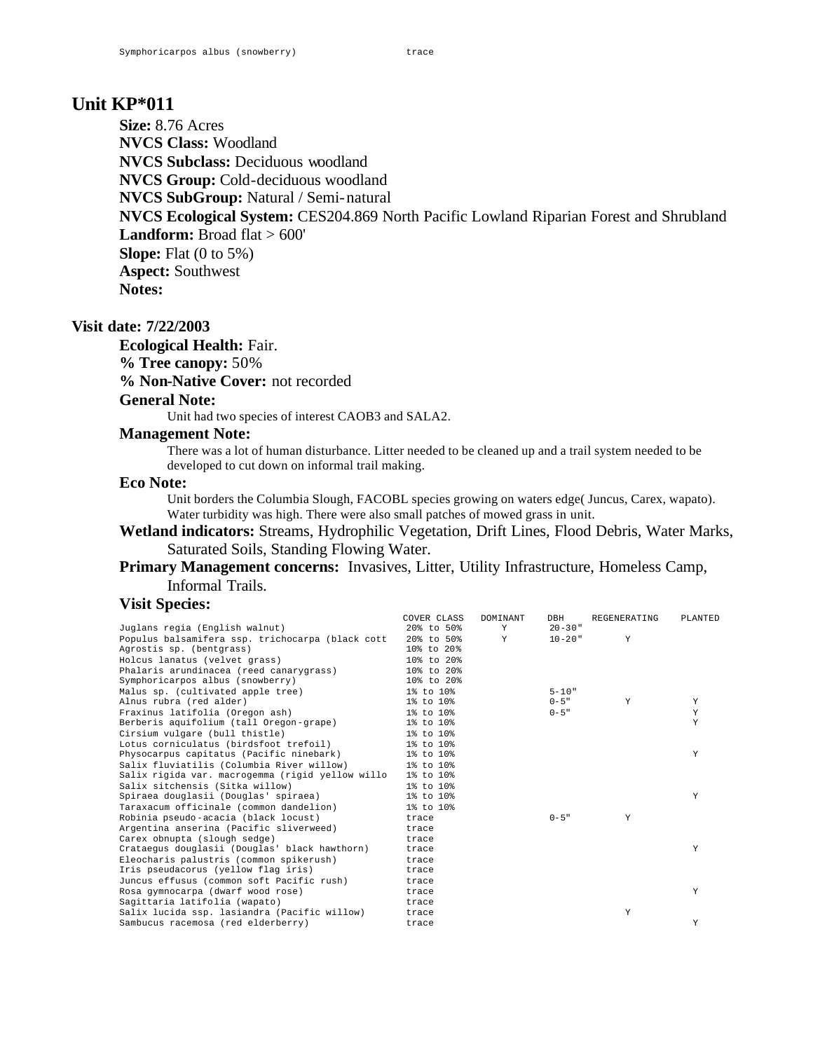| | |
|---|---|
| Symphoricarpos albus (snowberry) | trace |

## Unit KP*011

**Size:** 8.76 Acres
**NVCS Class:** Woodland
**NVCS Subclass:** Deciduous woodland
**NVCS Group:** Cold-deciduous woodland
**NVCS SubGroup:** Natural / Semi-natural
**NVCS Ecological System:** CES204.869 North Pacific Lowland Riparian Forest and Shrubland
**Landform:** Broad flat > 600'
**Slope:** Flat (0 to 5%)
**Aspect:** Southwest
**Notes:**

### Visit date: 7/22/2003

**Ecological Health:** Fair.

**% Tree canopy:** 50%

**% Non-Native Cover:** not recorded

**General Note:**

Unit had two species of interest CAOB3 and SALA2.

**Management Note:**

There was a lot of human disturbance. Litter needed to be cleaned up and a trail system needed to be developed to cut down on informal trail making.

**Eco Note:**

Unit borders the Columbia Slough, FACOBL species growing on waters edge( Juncus, Carex, wapato). Water turbidity was high. There were also small patches of mowed grass in unit.

**Wetland indicators:** Streams, Hydrophilic Vegetation, Drift Lines, Flood Debris, Water Marks, Saturated Soils, Standing Flowing Water.

**Primary Management concerns:** Invasives, Litter, Utility Infrastructure, Homeless Camp, Informal Trails.

**Visit Species:**

| | COVER CLASS | DOMINANT | DBH | REGENERATING | PLANTED |
|---|---|---|---|---|---|
| Juglans regia (English walnut) | 20% to 50% | Y | 20-30" | | |
| Populus balsamifera ssp. trichocarpa (black cott | 20% to 50% | Y | 10-20" | Y | |
| Agrostis sp. (bentgrass) | 10% to 20% | | | | |
| Holcus lanatus (velvet grass) | 10% to 20% | | | | |
| Phalaris arundinacea (reed canarygrass) | 10% to 20% | | | | |
| Symphoricarpos albus (snowberry) | 10% to 20% | | | | |
| Malus sp. (cultivated apple tree) | 1% to 10% | | 5-10" | | |
| Alnus rubra (red alder) | 1% to 10% | | 0-5" | Y | Y |
| Fraxinus latifolia (Oregon ash) | 1% to 10% | | 0-5" | | Y |
| Berberis aquifolium (tall Oregon-grape) | 1% to 10% | | | | Y |
| Cirsium vulgare (bull thistle) | 1% to 10% | | | | |
| Lotus corniculatus (birdsfoot trefoil) | 1% to 10% | | | | |
| Physocarpus capitatus (Pacific ninebark) | 1% to 10% | | | | Y |
| Salix fluviatilis (Columbia River willow) | 1% to 10% | | | | |
| Salix rigida var. macrogemma (rigid yellow willo | 1% to 10% | | | | |
| Salix sitchensis (Sitka willow) | 1% to 10% | | | | |
| Spiraea douglasii (Douglas' spiraea) | 1% to 10% | | | | Y |
| Taraxacum officinale (common dandelion) | 1% to 10% | | | | |
| Robinia pseudo-acacia (black locust) | trace | | 0-5" | Y | |
| Argentina anserina (Pacific sliverweed) | trace | | | | |
| Carex obnupta (slough sedge) | trace | | | | |
| Crataegus douglasii (Douglas' black hawthorn) | trace | | | | Y |
| Eleocharis palustris (common spikerush) | trace | | | | |
| Iris pseudacorus (yellow flag iris) | trace | | | | |
| Juncus effusus (common soft Pacific rush) | trace | | | | |
| Rosa gymnocarpa (dwarf wood rose) | trace | | | | Y |
| Sagittaria latifolia (wapato) | trace | | | | |
| Salix lucida ssp. lasiandra (Pacific willow) | trace | | | Y | |
| Sambucus racemosa (red elderberry) | trace | | | | Y |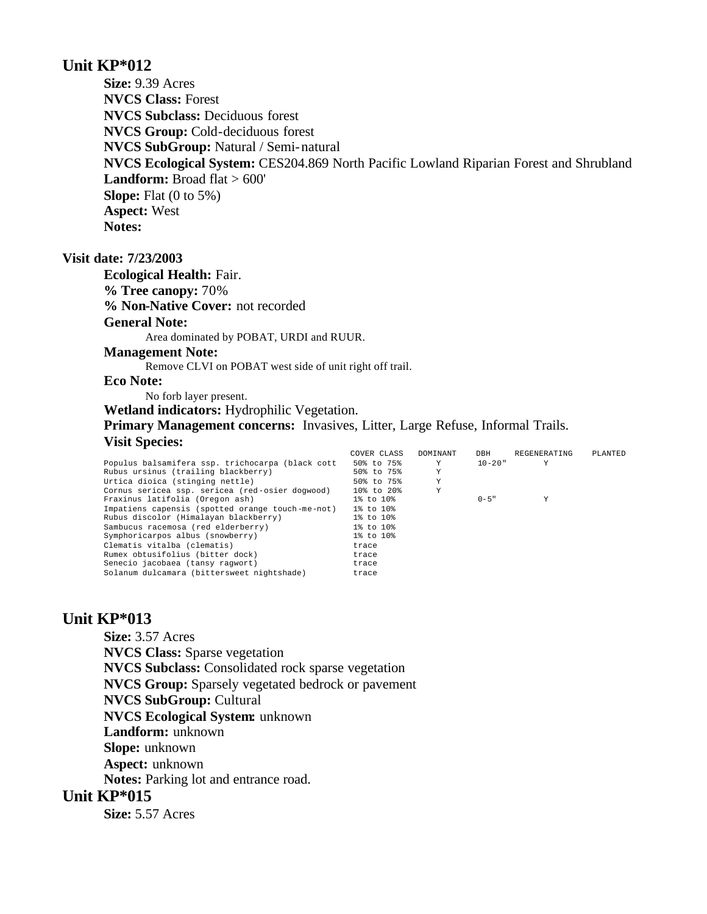## Unit KP*012

**Size:** 9.39 Acres
**NVCS Class:** Forest
**NVCS Subclass:** Deciduous forest
**NVCS Group:** Cold-deciduous forest
**NVCS SubGroup:** Natural / Semi-natural
**NVCS Ecological System:** CES204.869 North Pacific Lowland Riparian Forest and Shrubland
**Landform:** Broad flat > 600'
**Slope:** Flat (0 to 5%)
**Aspect:** West
**Notes:**

### Visit date: 7/23/2003

**Ecological Health:** Fair.
**% Tree canopy:** 70%
**% Non-Native Cover:** not recorded

**General Note:**

Area dominated by POBAT, URDI and RUUR.

**Management Note:**

Remove CLVI on POBAT west side of unit right off trail.

**Eco Note:**

No forb layer present.

**Wetland indicators:** Hydrophilic Vegetation.
**Primary Management concerns:** Invasives, Litter, Large Refuse, Informal Trails.

**Visit Species:**

| | COVER CLASS | DOMINANT | DBH | REGENERATING | PLANTED |
|---|---|---|---|---|---|
| Populus balsamifera ssp. trichocarpa (black cott | 50% to 75% | Y | 10-20" | Y | |
| Rubus ursinus (trailing blackberry) | 50% to 75% | Y | | | |
| Urtica dioica (stinging nettle) | 50% to 75% | Y | | | |
| Cornus sericea ssp. sericea (red-osier dogwood) | 10% to 20% | Y | | | |
| Fraxinus latifolia (Oregon ash) | 1% to 10% | | 0-5" | Y | |
| Impatiens capensis (spotted orange touch-me-not) | 1% to 10% | | | | |
| Rubus discolor (Himalayan blackberry) | 1% to 10% | | | | |
| Sambucus racemosa (red elderberry) | 1% to 10% | | | | |
| Symphoricarpos albus (snowberry) | 1% to 10% | | | | |
| Clematis vitalba (clematis) | trace | | | | |
| Rumex obtusifolius (bitter dock) | trace | | | | |
| Senecio jacobaea (tansy ragwort) | trace | | | | |
| Solanum dulcamara (bittersweet nightshade) | trace | | | | |

## Unit KP*013

**Size:** 3.57 Acres
**NVCS Class:** Sparse vegetation
**NVCS Subclass:** Consolidated rock sparse vegetation
**NVCS Group:** Sparsely vegetated bedrock or pavement
**NVCS SubGroup:** Cultural
**NVCS Ecological System:** unknown
**Landform:** unknown
**Slope:** unknown
**Aspect:** unknown
**Notes:** Parking lot and entrance road.

## Unit KP*015

**Size:** 5.57 Acres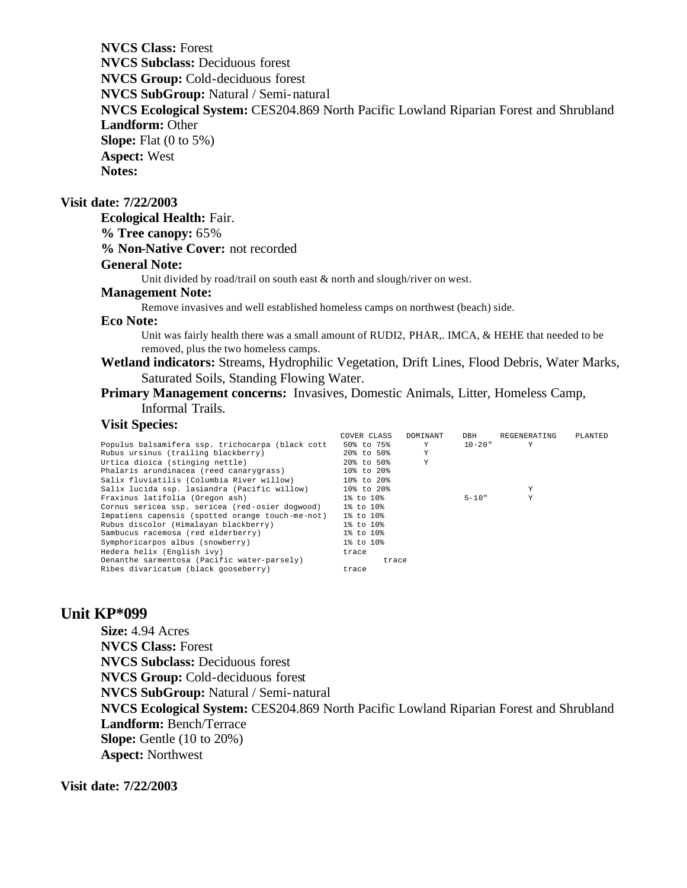**NVCS Class:** Forest
**NVCS Subclass:** Deciduous forest
**NVCS Group:** Cold-deciduous forest
**NVCS SubGroup:** Natural / Semi-natural
**NVCS Ecological System:** CES204.869 North Pacific Lowland Riparian Forest and Shrubland
**Landform:** Other
**Slope:** Flat (0 to 5%)
**Aspect:** West
**Notes:**

**Visit date: 7/22/2003**

**Ecological Health:** Fair.
**% Tree canopy:** 65%
**% Non-Native Cover:** not recorded

**General Note:**

Unit divided by road/trail on south east & north and slough/river on west.

**Management Note:**

Remove invasives and well established homeless camps on northwest (beach) side.

**Eco Note:**

Unit was fairly health there was a small amount of RUDI2, PHAR,. IMCA, & HEHE that needed to be removed, plus the two homeless camps.

**Wetland indicators:** Streams, Hydrophilic Vegetation, Drift Lines, Flood Debris, Water Marks, Saturated Soils, Standing Flowing Water.

**Primary Management concerns:** Invasives, Domestic Animals, Litter, Homeless Camp, Informal Trails.

**Visit Species:**

| | COVER CLASS | DOMINANT | DBH | REGENERATING | PLANTED |
|---|---|---|---|---|---|
| Populus balsamifera ssp. trichocarpa (black cott | 50% to 75% | Y | 10-20" | Y | |
| Rubus ursinus (trailing blackberry) | 20% to 50% | Y | | | |
| Urtica dioica (stinging nettle) | 20% to 50% | Y | | | |
| Phalaris arundinacea (reed canarygrass) | 10% to 20% | | | | |
| Salix fluviatilis (Columbia River willow) | 10% to 20% | | | | |
| Salix lucida ssp. lasiandra (Pacific willow) | 10% to 20% | | | Y | |
| Fraxinus latifolia (Oregon ash) | 1% to 10% | | 5-10" | Y | |
| Cornus sericea ssp. sericea (red-osier dogwood) | 1% to 10% | | | | |
| Impatiens capensis (spotted orange touch-me-not) | 1% to 10% | | | | |
| Rubus discolor (Himalayan blackberry) | 1% to 10% | | | | |
| Sambucus racemosa (red elderberry) | 1% to 10% | | | | |
| Symphoricarpos albus (snowberry) | 1% to 10% | | | | |
| Hedera helix (English ivy) | trace | | | | |
| Oenanthe sarmentosa (Pacific water-parsely) | trace | | | | |
| Ribes divaricatum (black gooseberry) | trace | | | | |

## Unit KP*099

**Size:** 4.94 Acres
**NVCS Class:** Forest
**NVCS Subclass:** Deciduous forest
**NVCS Group:** Cold-deciduous forest
**NVCS SubGroup:** Natural / Semi-natural
**NVCS Ecological System:** CES204.869 North Pacific Lowland Riparian Forest and Shrubland
**Landform:** Bench/Terrace
**Slope:** Gentle (10 to 20%)
**Aspect:** Northwest

**Visit date: 7/22/2003**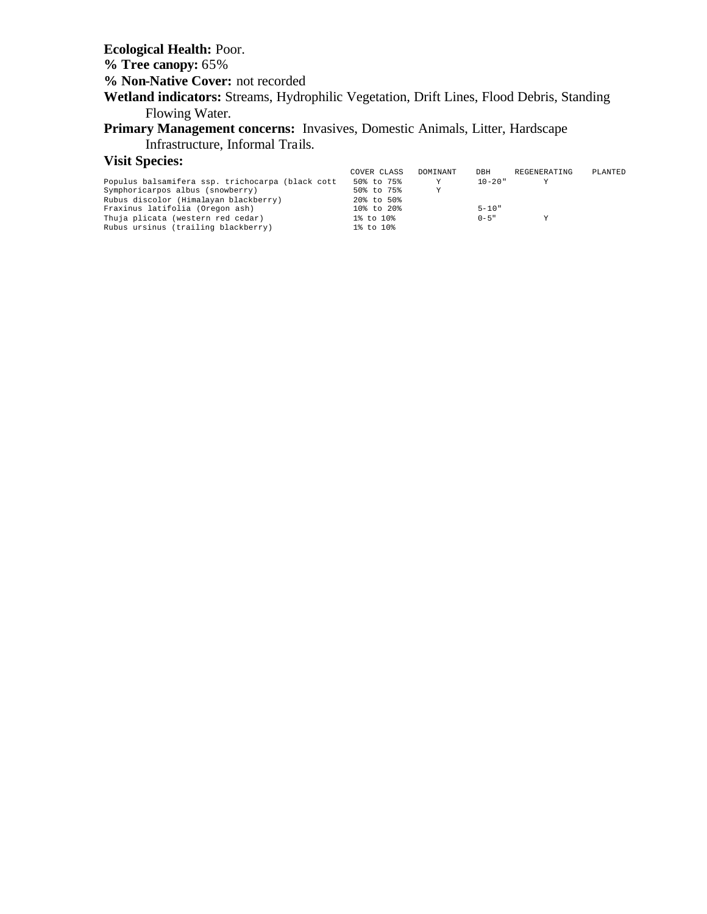**Ecological Health:** Poor.

**% Tree canopy:** 65%

**% Non-Native Cover:** not recorded

**Wetland indicators:** Streams, Hydrophilic Vegetation, Drift Lines, Flood Debris, Standing Flowing Water.

**Primary Management concerns:** Invasives, Domestic Animals, Litter, Hardscape Infrastructure, Informal Trails.

**Visit Species:**

| | COVER CLASS | DOMINANT | DBH | REGENERATING | PLANTED |
|---|---|---|---|---|---|
| Populus balsamifera ssp. trichocarpa (black cott | 50% to 75% | Y | 10-20" | Y | |
| Symphoricarpos albus (snowberry) | 50% to 75% | Y | | | |
| Rubus discolor (Himalayan blackberry) | 20% to 50% | | | | |
| Fraxinus latifolia (Oregon ash) | 10% to 20% | | 5-10" | | |
| Thuja plicata (western red cedar) | 1% to 10% | | 0-5" | Y | |
| Rubus ursinus (trailing blackberry) | 1% to 10% | | | | |